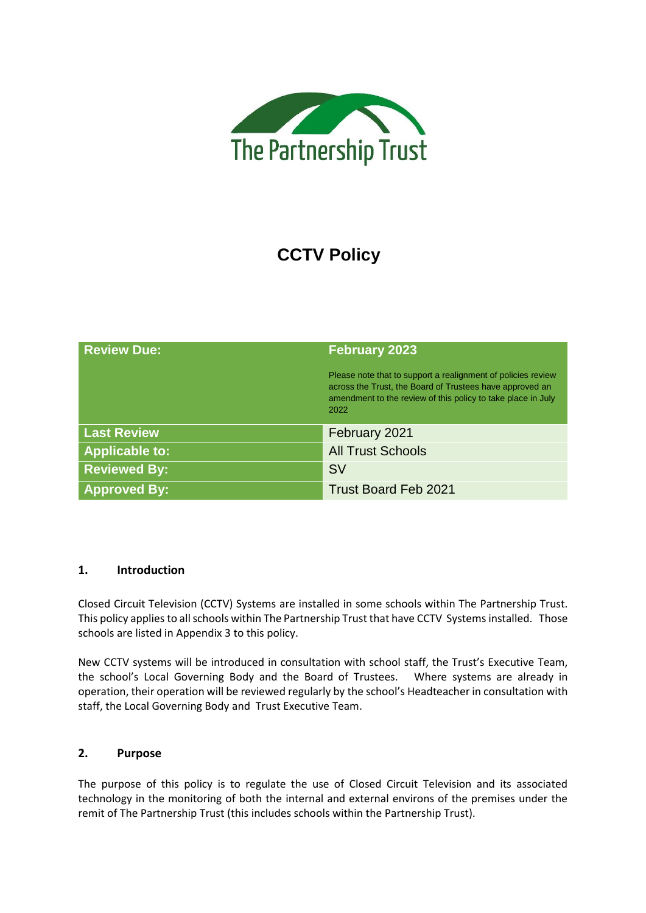The Partnership Trust

# CCTV Policy

| Review Due: | February 2023<br><br>Please note that to support a realignment of policies review across the Trust, the Board of Trustees have approved an amendment to the review of this policy to take place in July 2022 |
|---|---|
| Last Review | February 2021 |
| Applicable to: | All Trust Schools |
| Reviewed By: | SV |
| Approved By: | Trust Board Feb 2021 |

## 1. Introduction

Closed Circuit Television (CCTV) Systems are installed in some schools within The Partnership Trust. This policy applies to all schools within The Partnership Trust that have CCTV Systems installed. Those schools are listed in Appendix 3 to this policy.

New CCTV systems will be introduced in consultation with school staff, the Trust's Executive Team, the school's Local Governing Body and the Board of Trustees. Where systems are already in operation, their operation will be reviewed regularly by the school's Headteacher in consultation with staff, the Local Governing Body and Trust Executive Team.

## 2. Purpose

The purpose of this policy is to regulate the use of Closed Circuit Television and its associated technology in the monitoring of both the internal and external environs of the premises under the remit of The Partnership Trust (this includes schools within the Partnership Trust).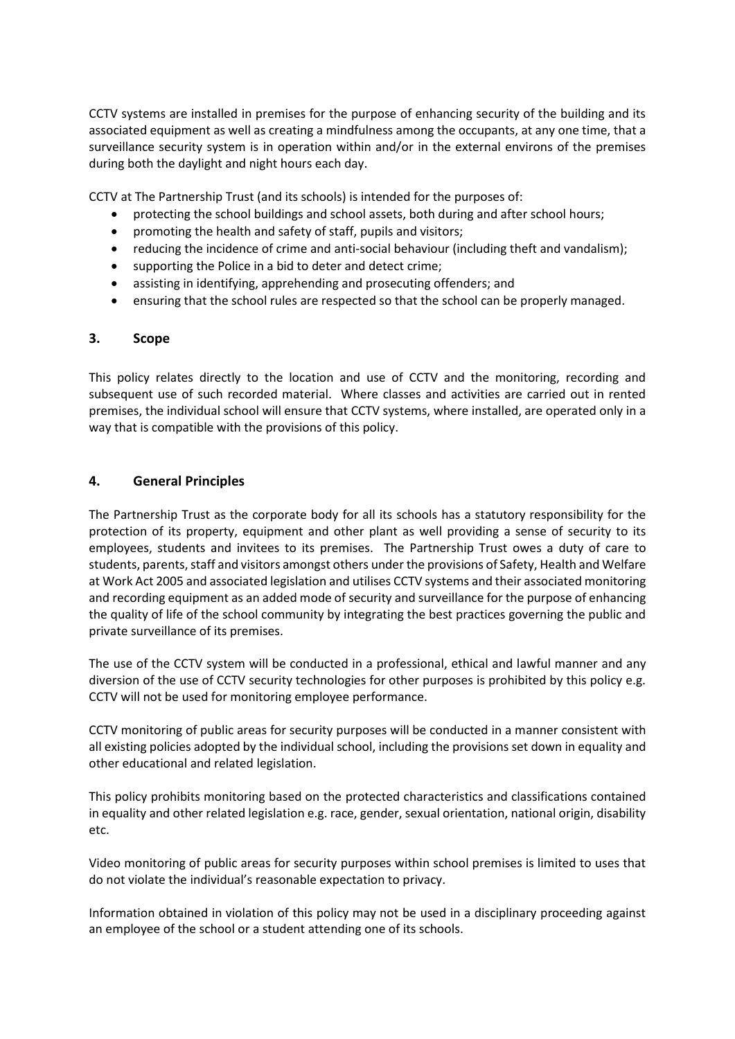CCTV systems are installed in premises for the purpose of enhancing security of the building and its associated equipment as well as creating a mindfulness among the occupants, at any one time, that a surveillance security system is in operation within and/or in the external environs of the premises during both the daylight and night hours each day.

CCTV at The Partnership Trust (and its schools) is intended for the purposes of:

- protecting the school buildings and school assets, both during and after school hours;
- promoting the health and safety of staff, pupils and visitors;
- reducing the incidence of crime and anti-social behaviour (including theft and vandalism);
- supporting the Police in a bid to deter and detect crime;
- assisting in identifying, apprehending and prosecuting offenders; and
- ensuring that the school rules are respected so that the school can be properly managed.

## 3. Scope

This policy relates directly to the location and use of CCTV and the monitoring, recording and subsequent use of such recorded material. Where classes and activities are carried out in rented premises, the individual school will ensure that CCTV systems, where installed, are operated only in a way that is compatible with the provisions of this policy.

## 4. General Principles

The Partnership Trust as the corporate body for all its schools has a statutory responsibility for the protection of its property, equipment and other plant as well providing a sense of security to its employees, students and invitees to its premises. The Partnership Trust owes a duty of care to students, parents, staff and visitors amongst others under the provisions of Safety, Health and Welfare at Work Act 2005 and associated legislation and utilises CCTV systems and their associated monitoring and recording equipment as an added mode of security and surveillance for the purpose of enhancing the quality of life of the school community by integrating the best practices governing the public and private surveillance of its premises.

The use of the CCTV system will be conducted in a professional, ethical and lawful manner and any diversion of the use of CCTV security technologies for other purposes is prohibited by this policy e.g. CCTV will not be used for monitoring employee performance.

CCTV monitoring of public areas for security purposes will be conducted in a manner consistent with all existing policies adopted by the individual school, including the provisions set down in equality and other educational and related legislation.

This policy prohibits monitoring based on the protected characteristics and classifications contained in equality and other related legislation e.g. race, gender, sexual orientation, national origin, disability etc.

Video monitoring of public areas for security purposes within school premises is limited to uses that do not violate the individual's reasonable expectation to privacy.

Information obtained in violation of this policy may not be used in a disciplinary proceeding against an employee of the school or a student attending one of its schools.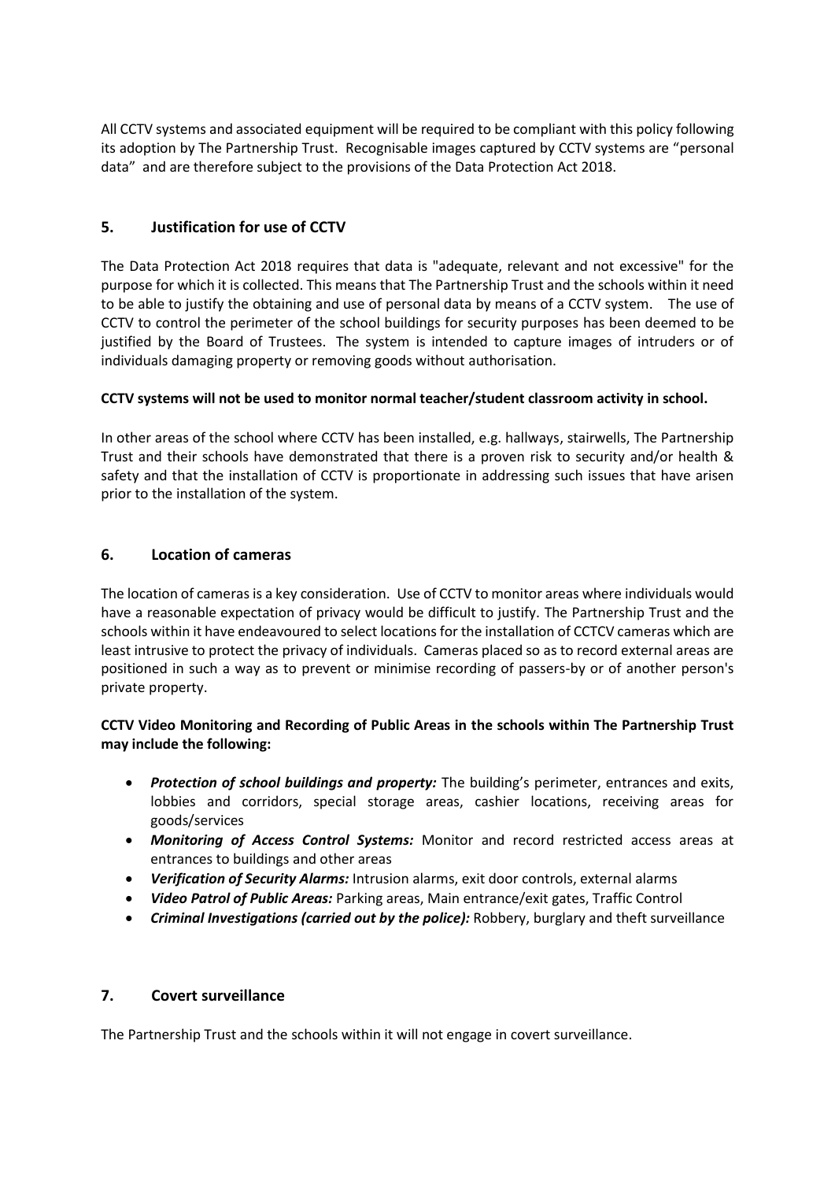All CCTV systems and associated equipment will be required to be compliant with this policy following its adoption by The Partnership Trust. Recognisable images captured by CCTV systems are "personal data" and are therefore subject to the provisions of the Data Protection Act 2018.

## 5. Justification for use of CCTV

The Data Protection Act 2018 requires that data is "adequate, relevant and not excessive" for the purpose for which it is collected. This means that The Partnership Trust and the schools within it need to be able to justify the obtaining and use of personal data by means of a CCTV system. The use of CCTV to control the perimeter of the school buildings for security purposes has been deemed to be justified by the Board of Trustees. The system is intended to capture images of intruders or of individuals damaging property or removing goods without authorisation.

**CCTV systems will not be used to monitor normal teacher/student classroom activity in school.**

In other areas of the school where CCTV has been installed, e.g. hallways, stairwells, The Partnership Trust and their schools have demonstrated that there is a proven risk to security and/or health & safety and that the installation of CCTV is proportionate in addressing such issues that have arisen prior to the installation of the system.

## 6. Location of cameras

The location of cameras is a key consideration. Use of CCTV to monitor areas where individuals would have a reasonable expectation of privacy would be difficult to justify. The Partnership Trust and the schools within it have endeavoured to select locations for the installation of CCTCV cameras which are least intrusive to protect the privacy of individuals. Cameras placed so as to record external areas are positioned in such a way as to prevent or minimise recording of passers-by or of another person's private property.

**CCTV Video Monitoring and Recording of Public Areas in the schools within The Partnership Trust may include the following:**

- ***Protection of school buildings and property:*** The building's perimeter, entrances and exits, lobbies and corridors, special storage areas, cashier locations, receiving areas for goods/services
- ***Monitoring of Access Control Systems:*** Monitor and record restricted access areas at entrances to buildings and other areas
- ***Verification of Security Alarms:*** Intrusion alarms, exit door controls, external alarms
- ***Video Patrol of Public Areas:*** Parking areas, Main entrance/exit gates, Traffic Control
- ***Criminal Investigations (carried out by the police):*** Robbery, burglary and theft surveillance

## 7. Covert surveillance

The Partnership Trust and the schools within it will not engage in covert surveillance.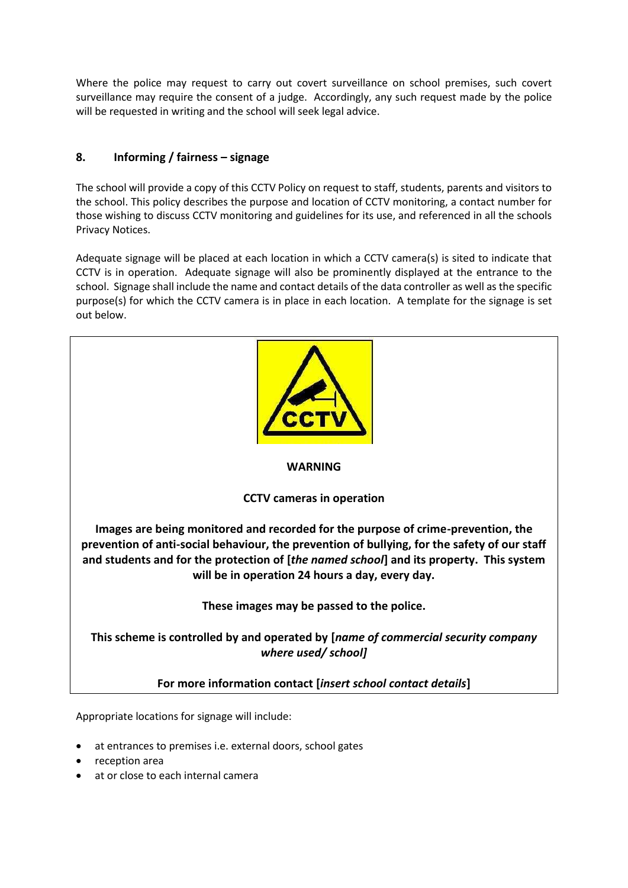Where the police may request to carry out covert surveillance on school premises, such covert surveillance may require the consent of a judge. Accordingly, any such request made by the police will be requested in writing and the school will seek legal advice.

## 8. Informing / fairness – signage

The school will provide a copy of this CCTV Policy on request to staff, students, parents and visitors to the school. This policy describes the purpose and location of CCTV monitoring, a contact number for those wishing to discuss CCTV monitoring and guidelines for its use, and referenced in all the schools Privacy Notices.

Adequate signage will be placed at each location in which a CCTV camera(s) is sited to indicate that CCTV is in operation. Adequate signage will also be prominently displayed at the entrance to the school. Signage shall include the name and contact details of the data controller as well as the specific purpose(s) for which the CCTV camera is in place in each location. A template for the signage is set out below.

**WARNING**

**CCTV cameras in operation**

**Images are being monitored and recorded for the purpose of crime-prevention, the prevention of anti-social behaviour, the prevention of bullying, for the safety of our staff and students and for the protection of [*the named school*] and its property. This system will be in operation 24 hours a day, every day.**

**These images may be passed to the police.**

**This scheme is controlled by and operated by [*name of commercial security company where used/ school]***

**For more information contact [*insert school contact details*]**

Appropriate locations for signage will include:

- at entrances to premises i.e. external doors, school gates
- reception area
- at or close to each internal camera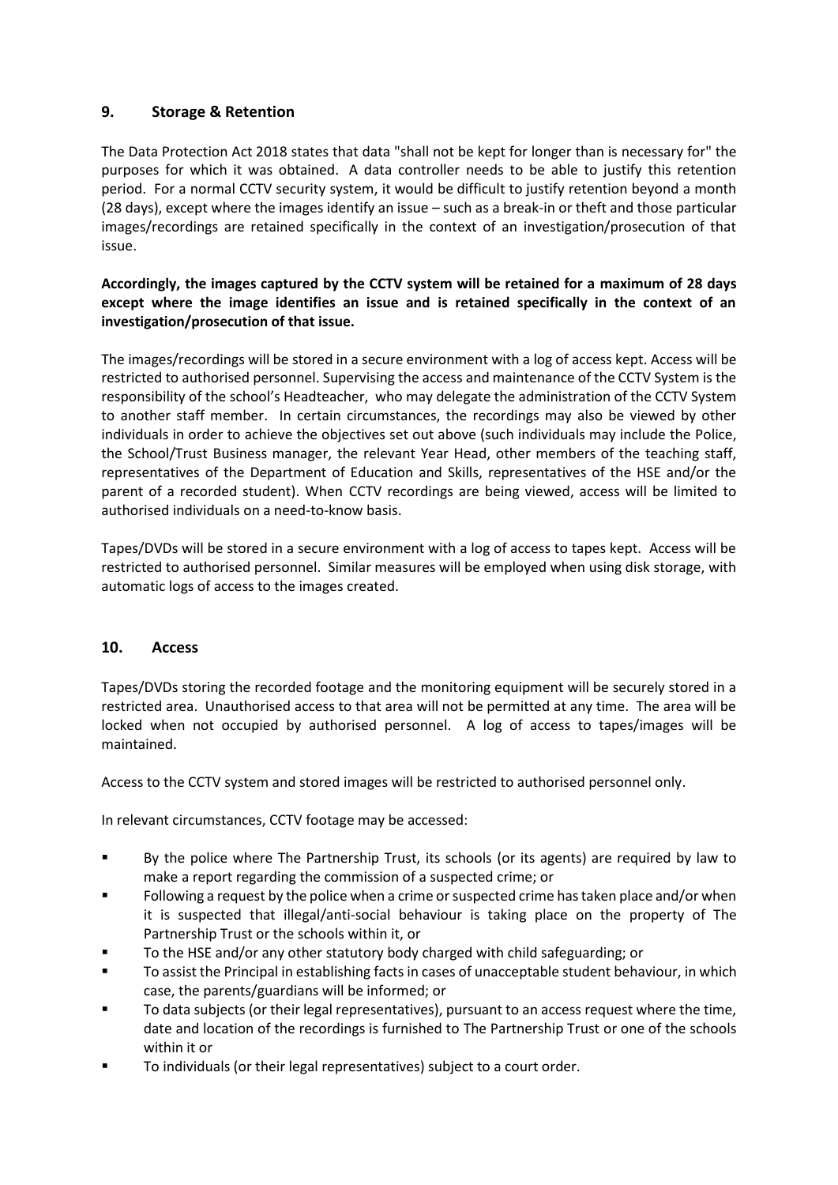## 9. Storage & Retention

The Data Protection Act 2018 states that data "shall not be kept for longer than is necessary for" the purposes for which it was obtained. A data controller needs to be able to justify this retention period. For a normal CCTV security system, it would be difficult to justify retention beyond a month (28 days), except where the images identify an issue – such as a break-in or theft and those particular images/recordings are retained specifically in the context of an investigation/prosecution of that issue.

**Accordingly, the images captured by the CCTV system will be retained for a maximum of 28 days except where the image identifies an issue and is retained specifically in the context of an investigation/prosecution of that issue.**

The images/recordings will be stored in a secure environment with a log of access kept. Access will be restricted to authorised personnel. Supervising the access and maintenance of the CCTV System is the responsibility of the school's Headteacher, who may delegate the administration of the CCTV System to another staff member. In certain circumstances, the recordings may also be viewed by other individuals in order to achieve the objectives set out above (such individuals may include the Police, the School/Trust Business manager, the relevant Year Head, other members of the teaching staff, representatives of the Department of Education and Skills, representatives of the HSE and/or the parent of a recorded student). When CCTV recordings are being viewed, access will be limited to authorised individuals on a need-to-know basis.

Tapes/DVDs will be stored in a secure environment with a log of access to tapes kept. Access will be restricted to authorised personnel. Similar measures will be employed when using disk storage, with automatic logs of access to the images created.

## 10. Access

Tapes/DVDs storing the recorded footage and the monitoring equipment will be securely stored in a restricted area. Unauthorised access to that area will not be permitted at any time. The area will be locked when not occupied by authorised personnel. A log of access to tapes/images will be maintained.

Access to the CCTV system and stored images will be restricted to authorised personnel only.

In relevant circumstances, CCTV footage may be accessed:

- By the police where The Partnership Trust, its schools (or its agents) are required by law to make a report regarding the commission of a suspected crime; or
- Following a request by the police when a crime or suspected crime has taken place and/or when it is suspected that illegal/anti-social behaviour is taking place on the property of The Partnership Trust or the schools within it, or
- To the HSE and/or any other statutory body charged with child safeguarding; or
- To assist the Principal in establishing facts in cases of unacceptable student behaviour, in which case, the parents/guardians will be informed; or
- To data subjects (or their legal representatives), pursuant to an access request where the time, date and location of the recordings is furnished to The Partnership Trust or one of the schools within it or
- To individuals (or their legal representatives) subject to a court order.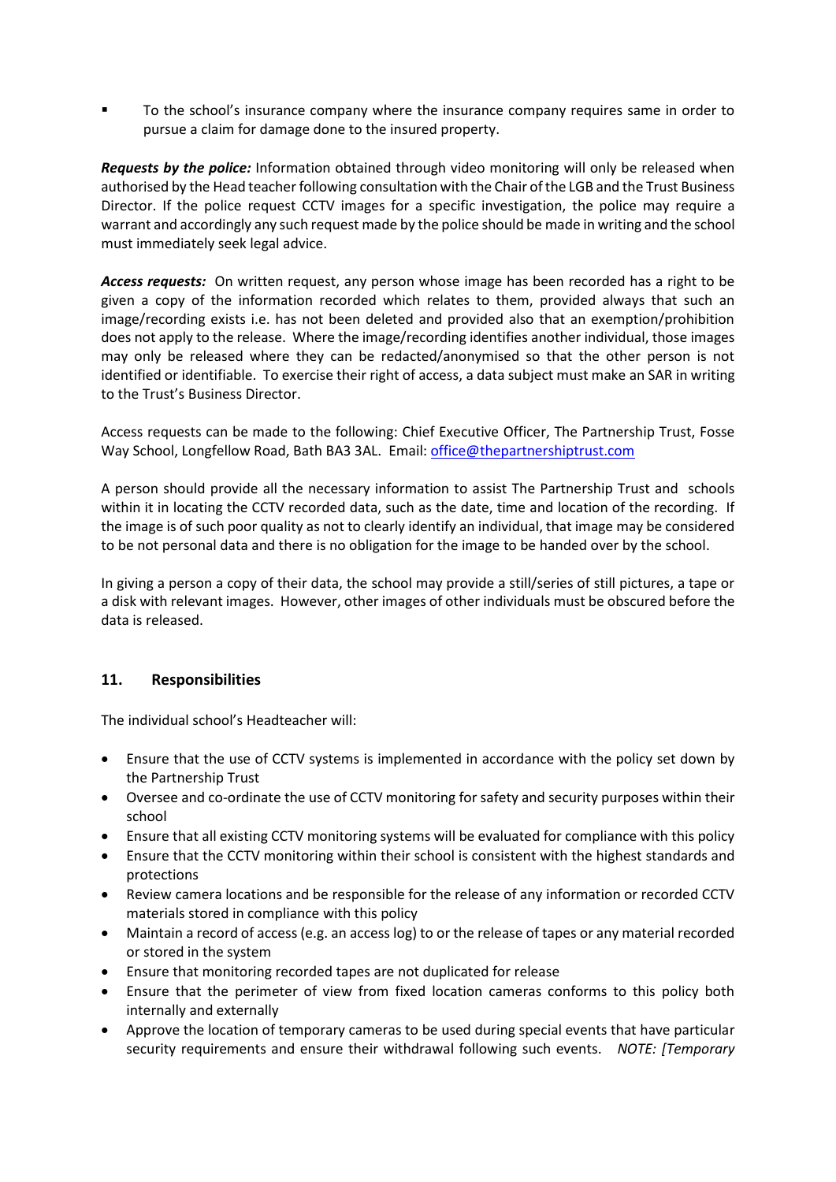- To the school's insurance company where the insurance company requires same in order to pursue a claim for damage done to the insured property.

***Requests by the police:*** Information obtained through video monitoring will only be released when authorised by the Head teacher following consultation with the Chair of the LGB and the Trust Business Director. If the police request CCTV images for a specific investigation, the police may require a warrant and accordingly any such request made by the police should be made in writing and the school must immediately seek legal advice.

***Access requests:*** On written request, any person whose image has been recorded has a right to be given a copy of the information recorded which relates to them, provided always that such an image/recording exists i.e. has not been deleted and provided also that an exemption/prohibition does not apply to the release. Where the image/recording identifies another individual, those images may only be released where they can be redacted/anonymised so that the other person is not identified or identifiable. To exercise their right of access, a data subject must make an SAR in writing to the Trust's Business Director.

Access requests can be made to the following: Chief Executive Officer, The Partnership Trust, Fosse Way School, Longfellow Road, Bath BA3 3AL. Email: office@thepartnershiptrust.com

A person should provide all the necessary information to assist The Partnership Trust and schools within it in locating the CCTV recorded data, such as the date, time and location of the recording. If the image is of such poor quality as not to clearly identify an individual, that image may be considered to be not personal data and there is no obligation for the image to be handed over by the school.

In giving a person a copy of their data, the school may provide a still/series of still pictures, a tape or a disk with relevant images. However, other images of other individuals must be obscured before the data is released.

## 11. Responsibilities

The individual school's Headteacher will:

- Ensure that the use of CCTV systems is implemented in accordance with the policy set down by the Partnership Trust
- Oversee and co-ordinate the use of CCTV monitoring for safety and security purposes within their school
- Ensure that all existing CCTV monitoring systems will be evaluated for compliance with this policy
- Ensure that the CCTV monitoring within their school is consistent with the highest standards and protections
- Review camera locations and be responsible for the release of any information or recorded CCTV materials stored in compliance with this policy
- Maintain a record of access (e.g. an access log) to or the release of tapes or any material recorded or stored in the system
- Ensure that monitoring recorded tapes are not duplicated for release
- Ensure that the perimeter of view from fixed location cameras conforms to this policy both internally and externally
- Approve the location of temporary cameras to be used during special events that have particular security requirements and ensure their withdrawal following such events. *NOTE: [Temporary*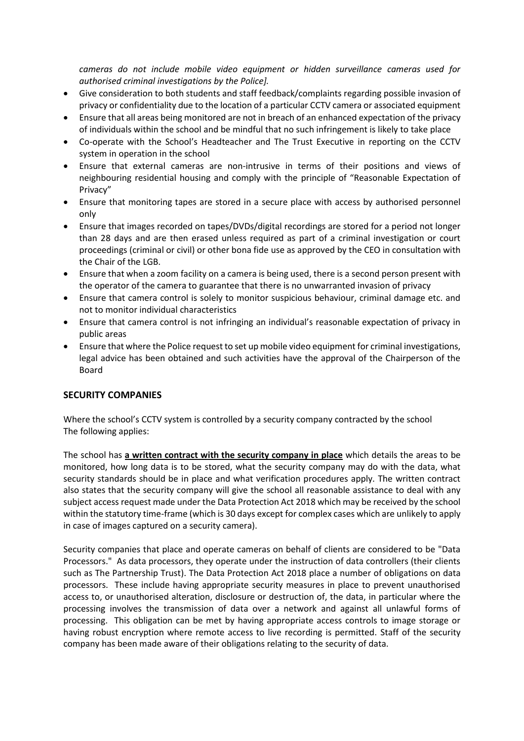*cameras do not include mobile video equipment or hidden surveillance cameras used for authorised criminal investigations by the Police].*

- Give consideration to both students and staff feedback/complaints regarding possible invasion of privacy or confidentiality due to the location of a particular CCTV camera or associated equipment
- Ensure that all areas being monitored are not in breach of an enhanced expectation of the privacy of individuals within the school and be mindful that no such infringement is likely to take place
- Co-operate with the School's Headteacher and The Trust Executive in reporting on the CCTV system in operation in the school
- Ensure that external cameras are non-intrusive in terms of their positions and views of neighbouring residential housing and comply with the principle of "Reasonable Expectation of Privacy"
- Ensure that monitoring tapes are stored in a secure place with access by authorised personnel only
- Ensure that images recorded on tapes/DVDs/digital recordings are stored for a period not longer than 28 days and are then erased unless required as part of a criminal investigation or court proceedings (criminal or civil) or other bona fide use as approved by the CEO in consultation with the Chair of the LGB.
- Ensure that when a zoom facility on a camera is being used, there is a second person present with the operator of the camera to guarantee that there is no unwarranted invasion of privacy
- Ensure that camera control is solely to monitor suspicious behaviour, criminal damage etc. and not to monitor individual characteristics
- Ensure that camera control is not infringing an individual's reasonable expectation of privacy in public areas
- Ensure that where the Police request to set up mobile video equipment for criminal investigations, legal advice has been obtained and such activities have the approval of the Chairperson of the Board

## SECURITY COMPANIES

Where the school's CCTV system is controlled by a security company contracted by the school The following applies:

The school has **a written contract with the security company in place** which details the areas to be monitored, how long data is to be stored, what the security company may do with the data, what security standards should be in place and what verification procedures apply. The written contract also states that the security company will give the school all reasonable assistance to deal with any subject access request made under the Data Protection Act 2018 which may be received by the school within the statutory time-frame (which is 30 days except for complex cases which are unlikely to apply in case of images captured on a security camera).

Security companies that place and operate cameras on behalf of clients are considered to be "Data Processors." As data processors, they operate under the instruction of data controllers (their clients such as The Partnership Trust). The Data Protection Act 2018 place a number of obligations on data processors. These include having appropriate security measures in place to prevent unauthorised access to, or unauthorised alteration, disclosure or destruction of, the data, in particular where the processing involves the transmission of data over a network and against all unlawful forms of processing. This obligation can be met by having appropriate access controls to image storage or having robust encryption where remote access to live recording is permitted. Staff of the security company has been made aware of their obligations relating to the security of data.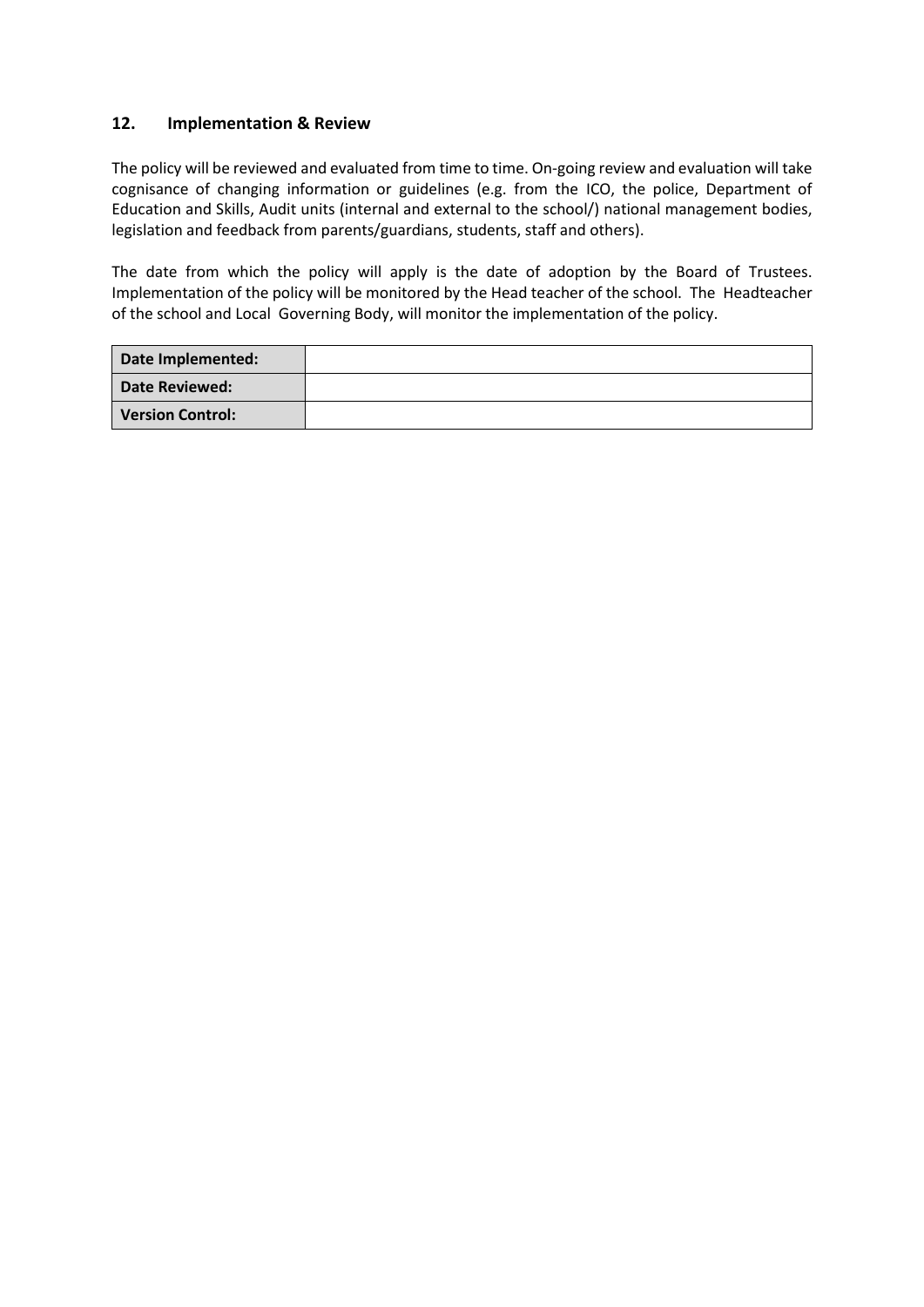## 12. Implementation & Review

The policy will be reviewed and evaluated from time to time. On-going review and evaluation will take cognisance of changing information or guidelines (e.g. from the ICO, the police, Department of Education and Skills, Audit units (internal and external to the school/) national management bodies, legislation and feedback from parents/guardians, students, staff and others).

The date from which the policy will apply is the date of adoption by the Board of Trustees. Implementation of the policy will be monitored by the Head teacher of the school. The Headteacher of the school and Local Governing Body, will monitor the implementation of the policy.

| **Date Implemented:** | |
| --- | --- |
| **Date Reviewed:** | |
| **Version Control:** | |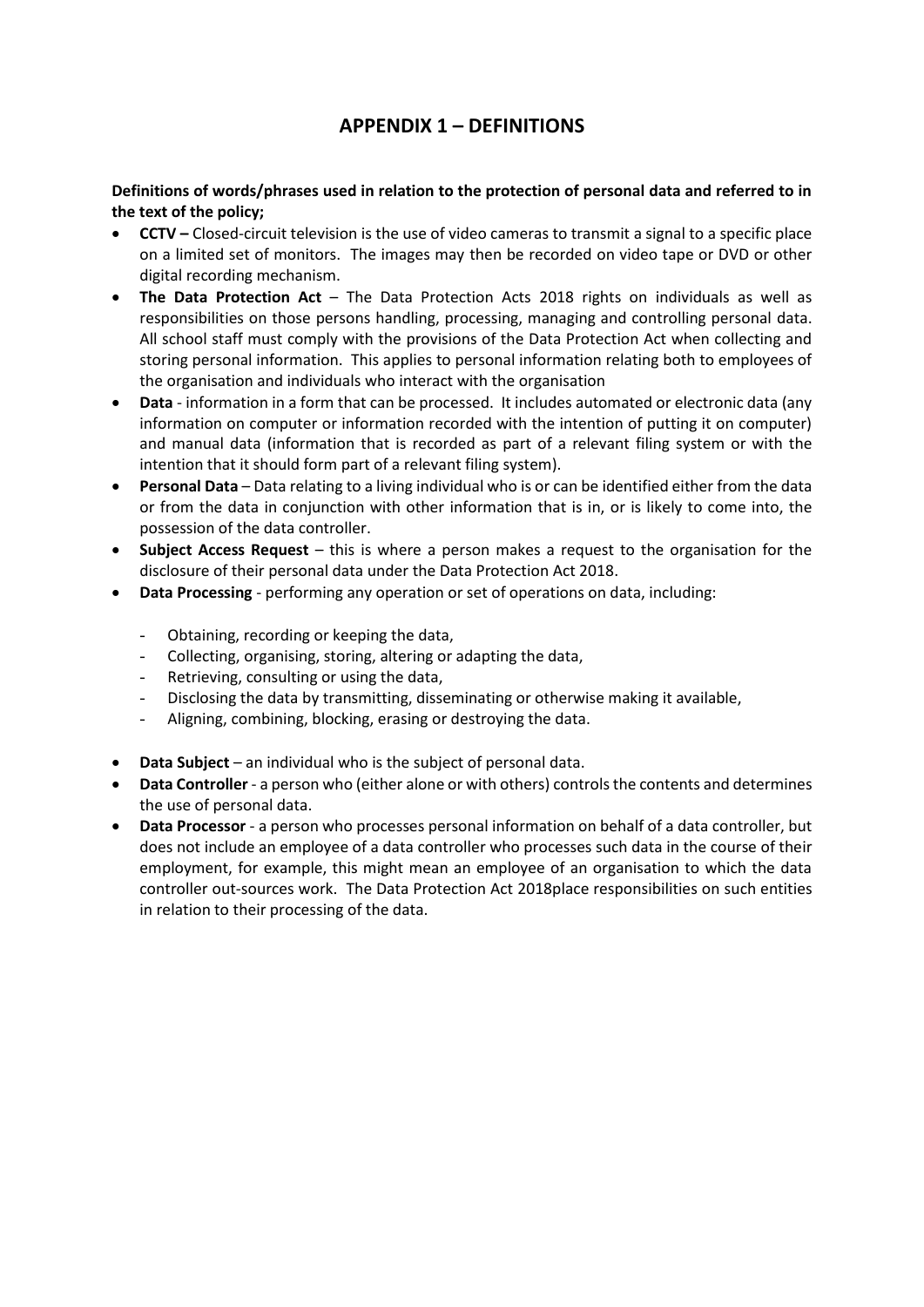# APPENDIX 1 – DEFINITIONS

**Definitions of words/phrases used in relation to the protection of personal data and referred to in the text of the policy;**

- **CCTV –** Closed-circuit television is the use of video cameras to transmit a signal to a specific place on a limited set of monitors. The images may then be recorded on video tape or DVD or other digital recording mechanism.
- **The Data Protection Act** – The Data Protection Acts 2018 rights on individuals as well as responsibilities on those persons handling, processing, managing and controlling personal data. All school staff must comply with the provisions of the Data Protection Act when collecting and storing personal information. This applies to personal information relating both to employees of the organisation and individuals who interact with the organisation
- **Data** - information in a form that can be processed. It includes automated or electronic data (any information on computer or information recorded with the intention of putting it on computer) and manual data (information that is recorded as part of a relevant filing system or with the intention that it should form part of a relevant filing system).
- **Personal Data** – Data relating to a living individual who is or can be identified either from the data or from the data in conjunction with other information that is in, or is likely to come into, the possession of the data controller.
- **Subject Access Request** – this is where a person makes a request to the organisation for the disclosure of their personal data under the Data Protection Act 2018.
- **Data Processing** - performing any operation or set of operations on data, including:
  - Obtaining, recording or keeping the data,
  - Collecting, organising, storing, altering or adapting the data,
  - Retrieving, consulting or using the data,
  - Disclosing the data by transmitting, disseminating or otherwise making it available,
  - Aligning, combining, blocking, erasing or destroying the data.
- **Data Subject** – an individual who is the subject of personal data.
- **Data Controller** - a person who (either alone or with others) controls the contents and determines the use of personal data.
- **Data Processor** - a person who processes personal information on behalf of a data controller, but does not include an employee of a data controller who processes such data in the course of their employment, for example, this might mean an employee of an organisation to which the data controller out-sources work. The Data Protection Act 2018place responsibilities on such entities in relation to their processing of the data.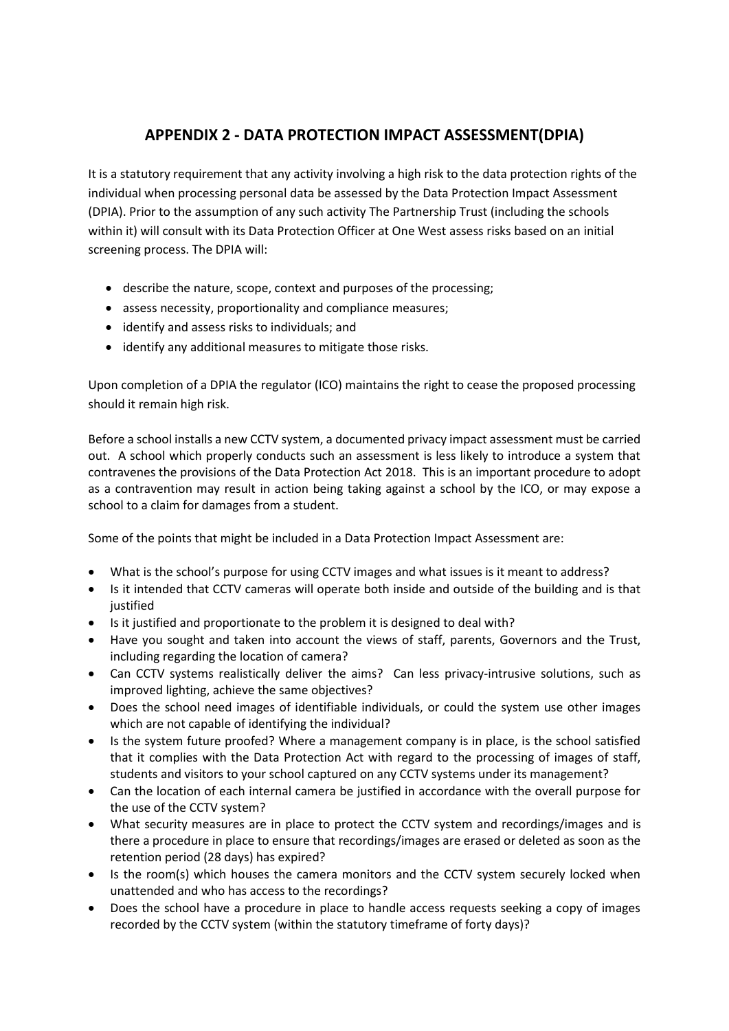## APPENDIX 2 - DATA PROTECTION IMPACT ASSESSMENT(DPIA)

It is a statutory requirement that any activity involving a high risk to the data protection rights of the individual when processing personal data be assessed by the Data Protection Impact Assessment (DPIA). Prior to the assumption of any such activity The Partnership Trust (including the schools within it) will consult with its Data Protection Officer at One West assess risks based on an initial screening process. The DPIA will:

- describe the nature, scope, context and purposes of the processing;
- assess necessity, proportionality and compliance measures;
- identify and assess risks to individuals; and
- identify any additional measures to mitigate those risks.

Upon completion of a DPIA the regulator (ICO) maintains the right to cease the proposed processing should it remain high risk.

Before a school installs a new CCTV system, a documented privacy impact assessment must be carried out. A school which properly conducts such an assessment is less likely to introduce a system that contravenes the provisions of the Data Protection Act 2018. This is an important procedure to adopt as a contravention may result in action being taking against a school by the ICO, or may expose a school to a claim for damages from a student.

Some of the points that might be included in a Data Protection Impact Assessment are:

- What is the school's purpose for using CCTV images and what issues is it meant to address?
- Is it intended that CCTV cameras will operate both inside and outside of the building and is that justified
- Is it justified and proportionate to the problem it is designed to deal with?
- Have you sought and taken into account the views of staff, parents, Governors and the Trust, including regarding the location of camera?
- Can CCTV systems realistically deliver the aims? Can less privacy-intrusive solutions, such as improved lighting, achieve the same objectives?
- Does the school need images of identifiable individuals, or could the system use other images which are not capable of identifying the individual?
- Is the system future proofed? Where a management company is in place, is the school satisfied that it complies with the Data Protection Act with regard to the processing of images of staff, students and visitors to your school captured on any CCTV systems under its management?
- Can the location of each internal camera be justified in accordance with the overall purpose for the use of the CCTV system?
- What security measures are in place to protect the CCTV system and recordings/images and is there a procedure in place to ensure that recordings/images are erased or deleted as soon as the retention period (28 days) has expired?
- Is the room(s) which houses the camera monitors and the CCTV system securely locked when unattended and who has access to the recordings?
- Does the school have a procedure in place to handle access requests seeking a copy of images recorded by the CCTV system (within the statutory timeframe of forty days)?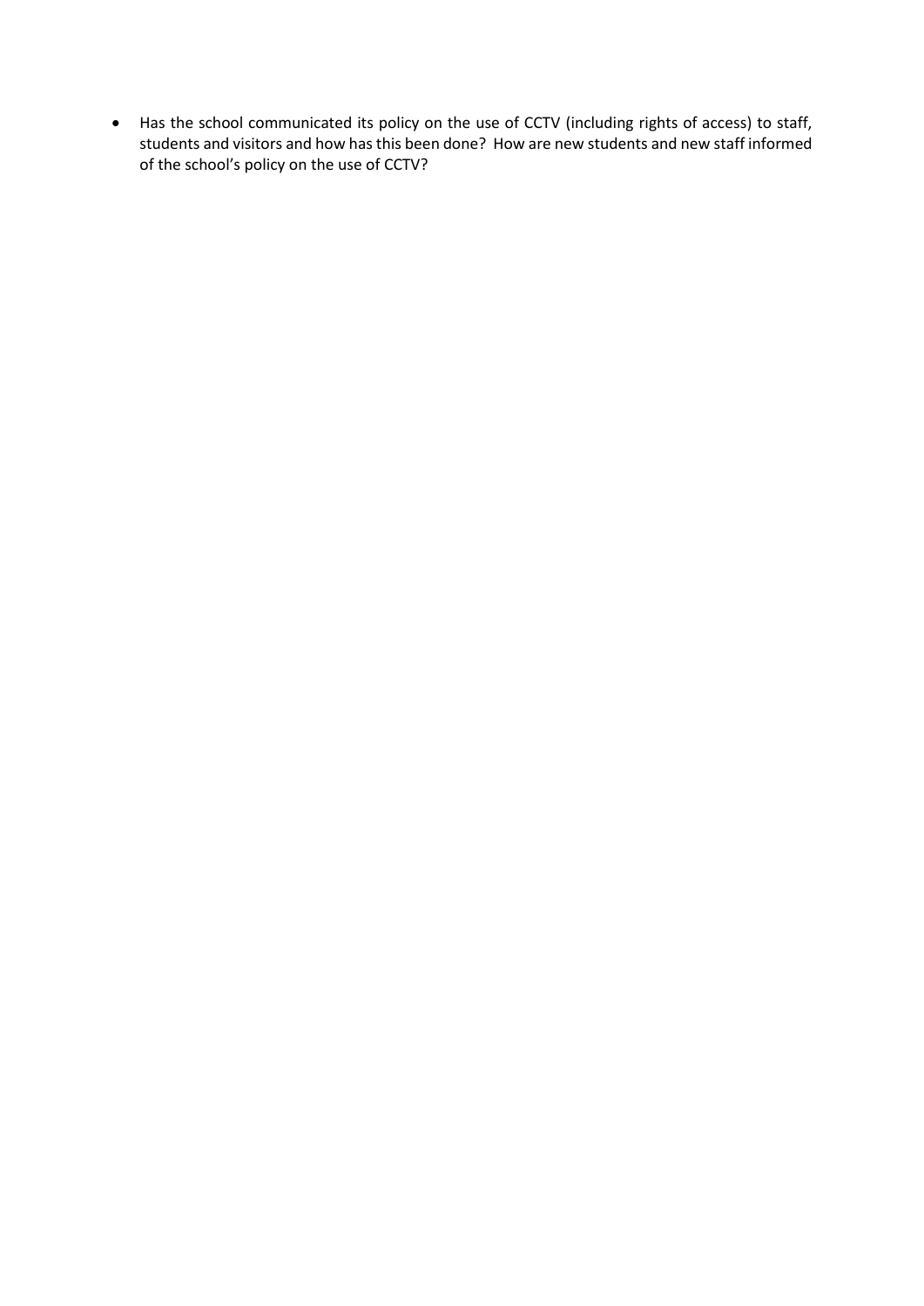- Has the school communicated its policy on the use of CCTV (including rights of access) to staff, students and visitors and how has this been done? How are new students and new staff informed of the school's policy on the use of CCTV?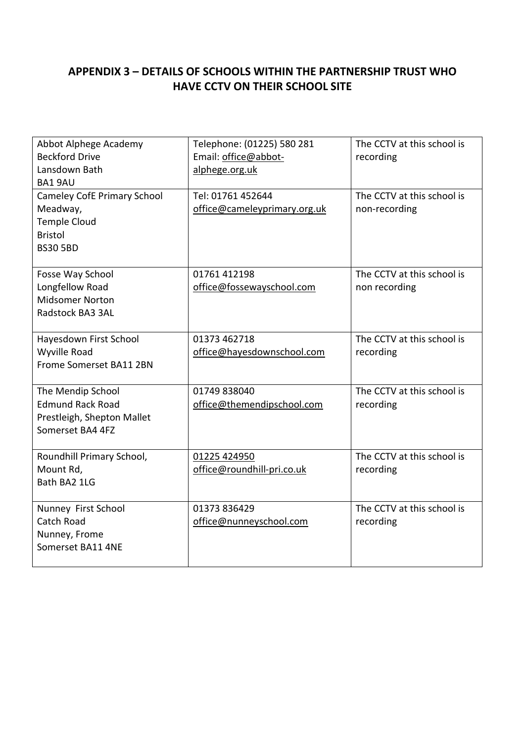## APPENDIX 3 – DETAILS OF SCHOOLS WITHIN THE PARTNERSHIP TRUST WHO HAVE CCTV ON THEIR SCHOOL SITE

| | | |
|---|---|---|
| Abbot Alphege Academy<br>Beckford Drive<br>Lansdown Bath<br>BA1 9AU | Telephone: (01225) 580 281<br>Email: office@abbot-alphege.org.uk | The CCTV at this school is recording |
| Cameley CofE Primary School<br>Meadway,<br>Temple Cloud<br>Bristol<br>BS30 5BD | Tel: 01761 452644<br>office@cameleyprimary.org.uk | The CCTV at this school is non-recording |
| Fosse Way School<br>Longfellow Road<br>Midsomer Norton<br>Radstock BA3 3AL | 01761 412198<br>office@fossewayschool.com | The CCTV at this school is non recording |
| Hayesdown First School<br>Wyville Road<br>Frome Somerset BA11 2BN | 01373 462718<br>office@hayesdownschool.com | The CCTV at this school is recording |
| The Mendip School<br>Edmund Rack Road<br>Prestleigh, Shepton Mallet<br>Somerset BA4 4FZ | 01749 838040<br>office@themendipschool.com | The CCTV at this school is recording |
| Roundhill Primary School,<br>Mount Rd,<br>Bath BA2 1LG | 01225 424950<br>office@roundhill-pri.co.uk | The CCTV at this school is recording |
| Nunney First School<br>Catch Road<br>Nunney, Frome<br>Somerset BA11 4NE | 01373 836429<br>office@nunneyschool.com | The CCTV at this school is recording |